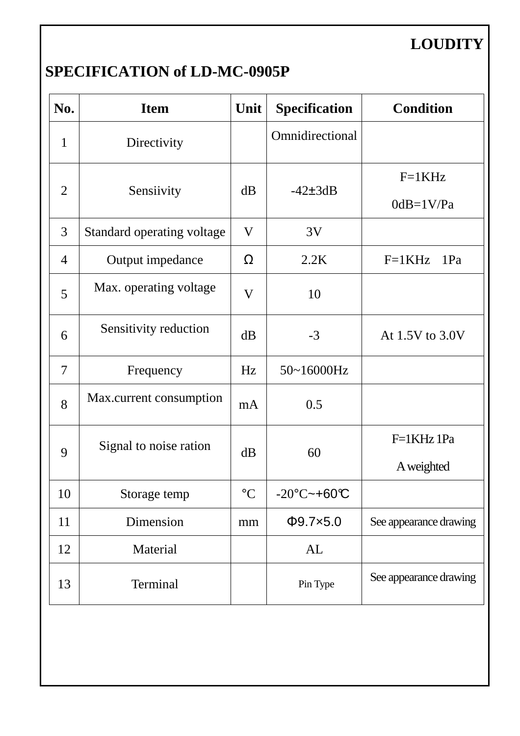**LOUDITY**

# SPECIFICATION of LD-MC-0905P

| No. | Item | Unit | Specification | Condition |
|---|---|---|---|---|
| 1 | Directivity | | Omnidirectional | |
| 2 | Sensiivity | dB | -42±3dB | F=1KHz<br>0dB=1V/Pa |
| 3 | Standard operating voltage | V | 3V | |
| 4 | Output impedance | Ω | 2.2K | F=1KHz 1Pa |
| 5 | Max. operating voltage | V | 10 | |
| 6 | Sensitivity reduction | dB | -3 | At 1.5V to 3.0V |
| 7 | Frequency | Hz | 50~16000Hz | |
| 8 | Max.current consumption | mA | 0.5 | |
| 9 | Signal to noise ration | dB | 60 | F=1KHz 1Pa<br>A weighted |
| 10 | Storage temp | °C | -20°C~+60℃ | |
| 11 | Dimension | mm | Φ9.7×5.0 | See appearance drawing |
| 12 | Material | | AL | |
| 13 | Terminal | | Pin Type | See appearance drawing |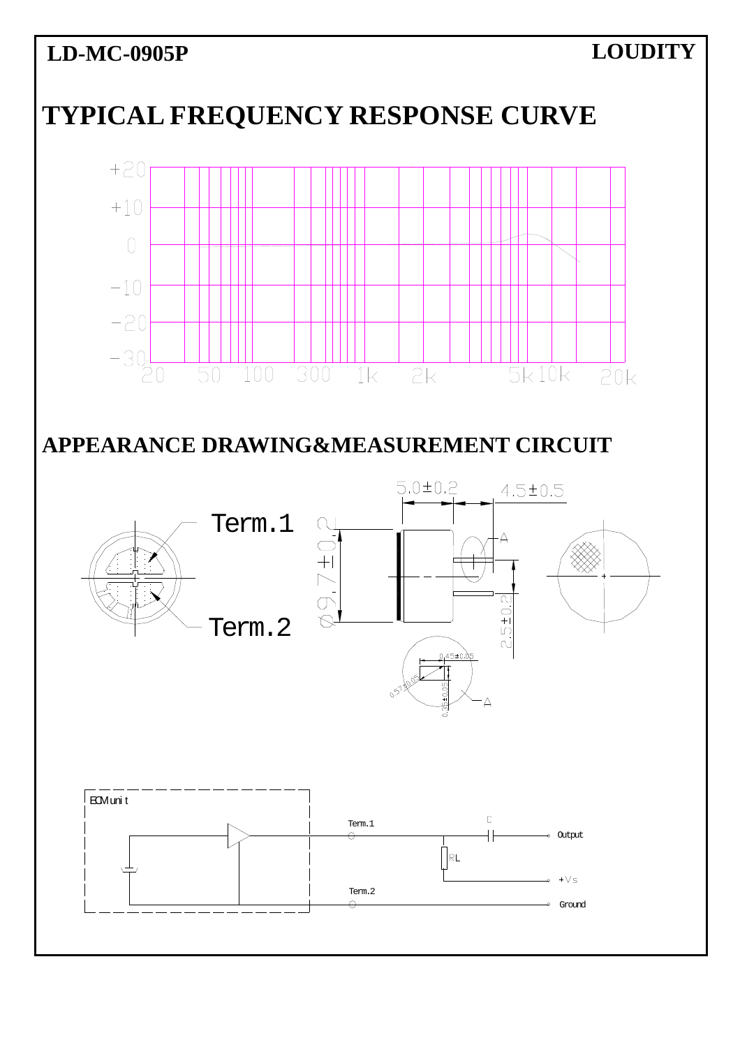## TYPICAL FREQUENCY RESPONSE CURVE

+20
+10
0
−10
−20
−30

20 50 100 300 1k 2k 5k 10k 20k

## APPEARANCE DRAWING&MEASUREMENT CIRCUIT

Term.1

Term.2

5.0±0.2

4.5±0.5

Ø9.7±0.2

2.5±0.2

A

0.45±0.05

0.57±0.05

0.35±0.05

A

ECM unit

Term.1

Term.2

C

RL

Output

+Vs

Ground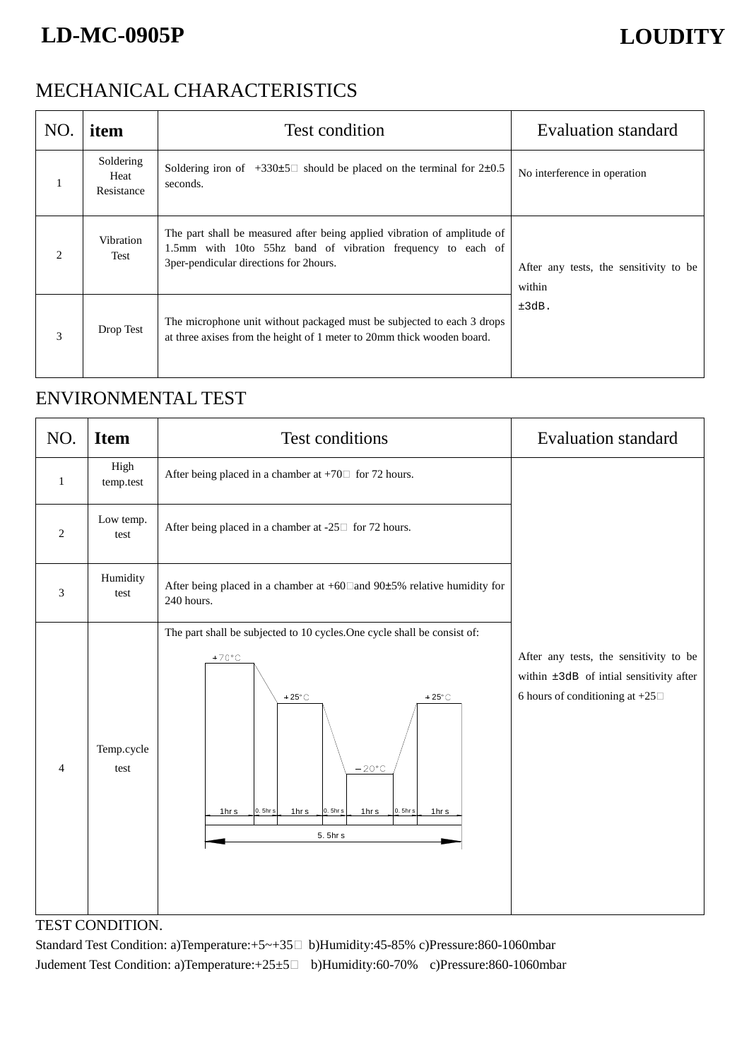# LD-MC-0905P

**LOUDITY**

## MECHANICAL CHARACTERISTICS

| NO. | **item** | Test condition | Evaluation standard |
|---|---|---|---|
| 1 | Soldering Heat Resistance | Soldering iron of +330±5℃ should be placed on the terminal for 2±0.5 seconds. | No interference in operation |
| 2 | Vibration Test | The part shall be measured after being applied vibration of amplitude of 1.5mm with 10to 55hz band of vibration frequency to each of 3per-pendicular directions for 2hours. | After any tests, the sensitivity to be within ±3dB. |
| 3 | Drop Test | The microphone unit without packaged must be subjected to each 3 drops at three axises from the height of 1 meter to 20mm thick wooden board. | |

## ENVIRONMENTAL TEST

| NO. | **Item** | Test conditions | Evaluation standard |
|---|---|---|---|
| 1 | High temp.test | After being placed in a chamber at +70℃ for 72 hours. | After any tests, the sensitivity to be within ±3dB of intial sensitivity after 6 hours of conditioning at +25℃ |
| 2 | Low temp. test | After being placed in a chamber at -25℃ for 72 hours. | |
| 3 | Humidity test | After being placed in a chamber at +60℃and 90±5% relative humidity for 240 hours. | |
| 4 | Temp.cycle test | The part shall be subjected to 10 cycles.One cycle shall be consist of: +70°C, +25°C, -20°C, +25°C; 1hrs, 0.5hrs, 1hrs, 0.5hrs, 1hrs, 0.5hrs, 1hrs; 5.5hrs | |

TEST CONDITION.

Standard Test Condition: a)Temperature:+5~+35℃ b)Humidity:45-85% c)Pressure:860-1060mbar

Judement Test Condition: a)Temperature:+25±5℃ b)Humidity:60-70% c)Pressure:860-1060mbar